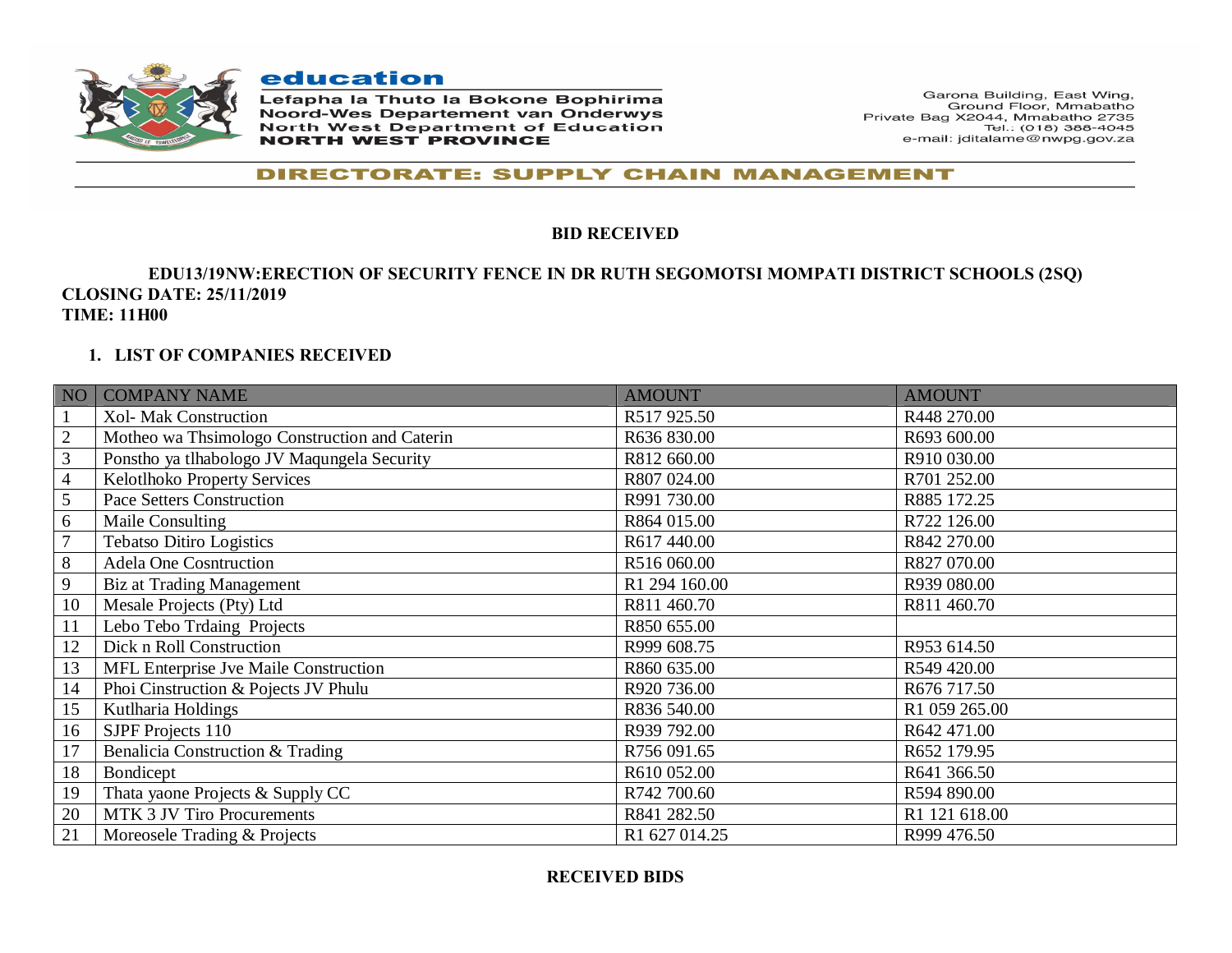education

Lefapha la Thuto la Bokone Bophirima
Noord-Wes Departement van Onderwys
North West Department of Education
NORTH WEST PROVINCE

Garona Building, East Wing,
Ground Floor, Mmabatho
Private Bag X2044, Mmabatho 2735
Tel.: (018) 388-4045
e-mail: jditalame@nwpg.gov.za

**DIRECTORATE: SUPPLY CHAIN MANAGEMENT**

**BID RECEIVED**

**EDU13/19NW:ERECTION OF SECURITY FENCE IN DR RUTH SEGOMOTSI MOMPATI DISTRICT SCHOOLS (2SQ)**
**CLOSING DATE: 25/11/2019**
**TIME: 11H00**

**1. LIST OF COMPANIES RECEIVED**

| NO | COMPANY NAME | AMOUNT | AMOUNT |
|---|---|---|---|
| 1 | Xol- Mak Construction | R517 925.50 | R448 270.00 |
| 2 | Motheo wa Thsimologo Construction and Caterin | R636 830.00 | R693 600.00 |
| 3 | Ponstho ya tlhabologo JV Maqungela Security | R812 660.00 | R910 030.00 |
| 4 | Kelotlhoko Property Services | R807 024.00 | R701 252.00 |
| 5 | Pace Setters Construction | R991 730.00 | R885 172.25 |
| 6 | Maile Consulting | R864 015.00 | R722 126.00 |
| 7 | Tebatso Ditiro Logistics | R617 440.00 | R842 270.00 |
| 8 | Adela One Cosntruction | R516 060.00 | R827 070.00 |
| 9 | Biz at Trading Management | R1 294 160.00 | R939 080.00 |
| 10 | Mesale Projects (Pty) Ltd | R811 460.70 | R811 460.70 |
| 11 | Lebo Tebo Trdaing Projects | R850 655.00 | |
| 12 | Dick n Roll Construction | R999 608.75 | R953 614.50 |
| 13 | MFL Enterprise Jve Maile Construction | R860 635.00 | R549 420.00 |
| 14 | Phoi Cinstruction & Pojects JV Phulu | R920 736.00 | R676 717.50 |
| 15 | Kutlharia Holdings | R836 540.00 | R1 059 265.00 |
| 16 | SJPF Projects 110 | R939 792.00 | R642 471.00 |
| 17 | Benalicia Construction & Trading | R756 091.65 | R652 179.95 |
| 18 | Bondicept | R610 052.00 | R641 366.50 |
| 19 | Thata yaone Projects & Supply CC | R742 700.60 | R594 890.00 |
| 20 | MTK 3 JV Tiro Procurements | R841 282.50 | R1 121 618.00 |
| 21 | Moreosele Trading & Projects | R1 627 014.25 | R999 476.50 |

**RECEIVED BIDS**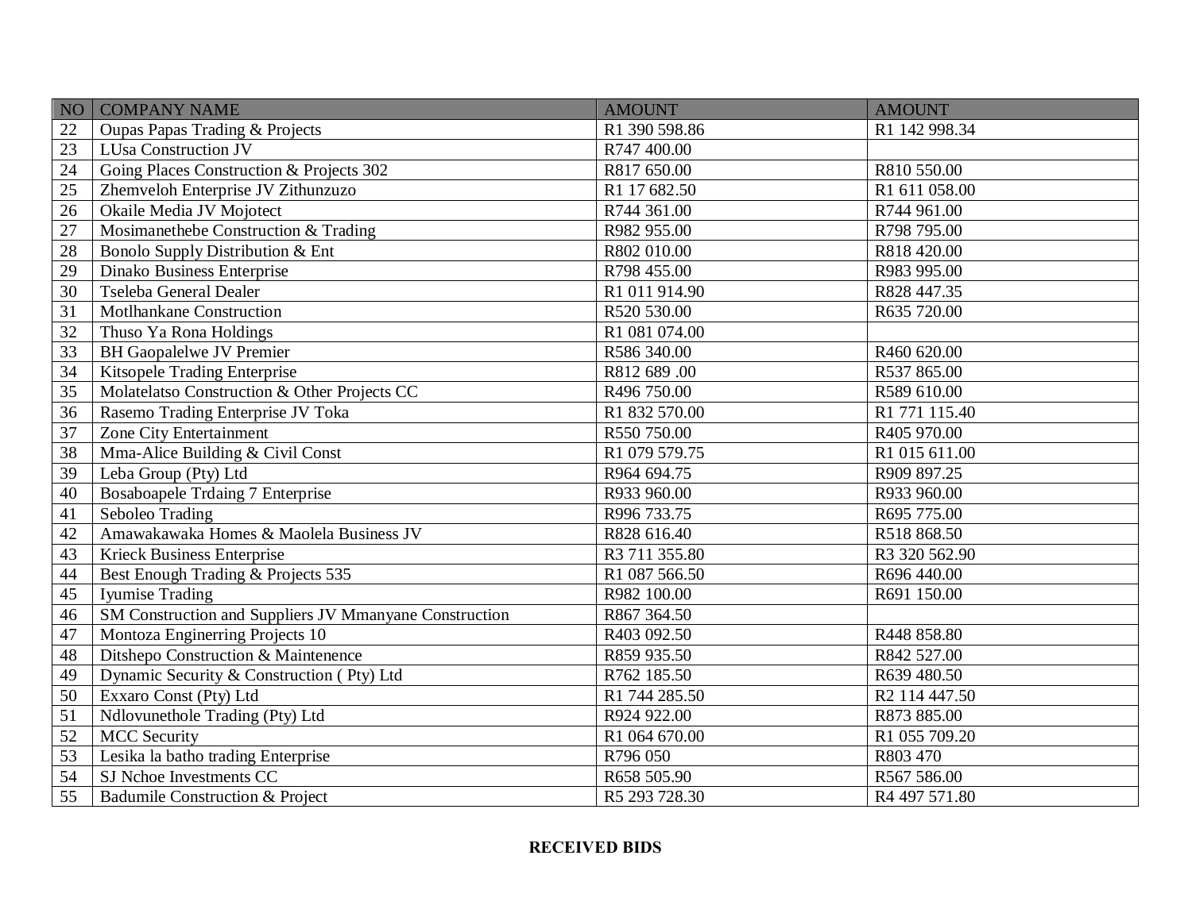| NO | COMPANY NAME | AMOUNT | AMOUNT |
|---|---|---|---|
| 22 | Oupas Papas Trading & Projects | R1 390 598.86 | R1 142 998.34 |
| 23 | LUsa Construction JV | R747 400.00 | |
| 24 | Going Places Construction & Projects 302 | R817 650.00 | R810 550.00 |
| 25 | Zhemveloh Enterprise JV Zithunzuzo | R1 17 682.50 | R1 611 058.00 |
| 26 | Okaile Media JV Mojotect | R744 361.00 | R744 961.00 |
| 27 | Mosimanethebe Construction & Trading | R982 955.00 | R798 795.00 |
| 28 | Bonolo Supply Distribution & Ent | R802 010.00 | R818 420.00 |
| 29 | Dinako Business Enterprise | R798 455.00 | R983 995.00 |
| 30 | Tseleba General Dealer | R1 011 914.90 | R828 447.35 |
| 31 | Motlhankane Construction | R520 530.00 | R635 720.00 |
| 32 | Thuso Ya Rona Holdings | R1 081 074.00 | |
| 33 | BH Gaopalelwe JV Premier | R586 340.00 | R460 620.00 |
| 34 | Kitsopele Trading Enterprise | R812 689 .00 | R537 865.00 |
| 35 | Molatelatso Construction & Other Projects CC | R496 750.00 | R589 610.00 |
| 36 | Rasemo Trading Enterprise JV Toka | R1 832 570.00 | R1 771 115.40 |
| 37 | Zone City Entertainment | R550 750.00 | R405 970.00 |
| 38 | Mma-Alice Building & Civil Const | R1 079 579.75 | R1 015 611.00 |
| 39 | Leba Group (Pty) Ltd | R964 694.75 | R909 897.25 |
| 40 | Bosaboapele Trdaing 7 Enterprise | R933 960.00 | R933 960.00 |
| 41 | Seboleo Trading | R996 733.75 | R695 775.00 |
| 42 | Amawakawaka Homes & Maolela Business JV | R828 616.40 | R518 868.50 |
| 43 | Krieck Business Enterprise | R3 711 355.80 | R3 320 562.90 |
| 44 | Best Enough Trading & Projects 535 | R1 087 566.50 | R696 440.00 |
| 45 | Iyumise Trading | R982 100.00 | R691 150.00 |
| 46 | SM Construction and Suppliers JV Mmanyane Construction | R867 364.50 | |
| 47 | Montoza Enginerring Projects 10 | R403 092.50 | R448 858.80 |
| 48 | Ditshepo Construction & Maintenence | R859 935.50 | R842 527.00 |
| 49 | Dynamic Security & Construction ( Pty) Ltd | R762 185.50 | R639 480.50 |
| 50 | Exxaro Const (Pty) Ltd | R1 744 285.50 | R2 114 447.50 |
| 51 | Ndlovunethole Trading (Pty) Ltd | R924 922.00 | R873 885.00 |
| 52 | MCC Security | R1 064 670.00 | R1 055 709.20 |
| 53 | Lesika la batho trading Enterprise | R796 050 | R803 470 |
| 54 | SJ Nchoe Investments CC | R658 505.90 | R567 586.00 |
| 55 | Badumile Construction & Project | R5 293 728.30 | R4 497 571.80 |

**RECEIVED BIDS**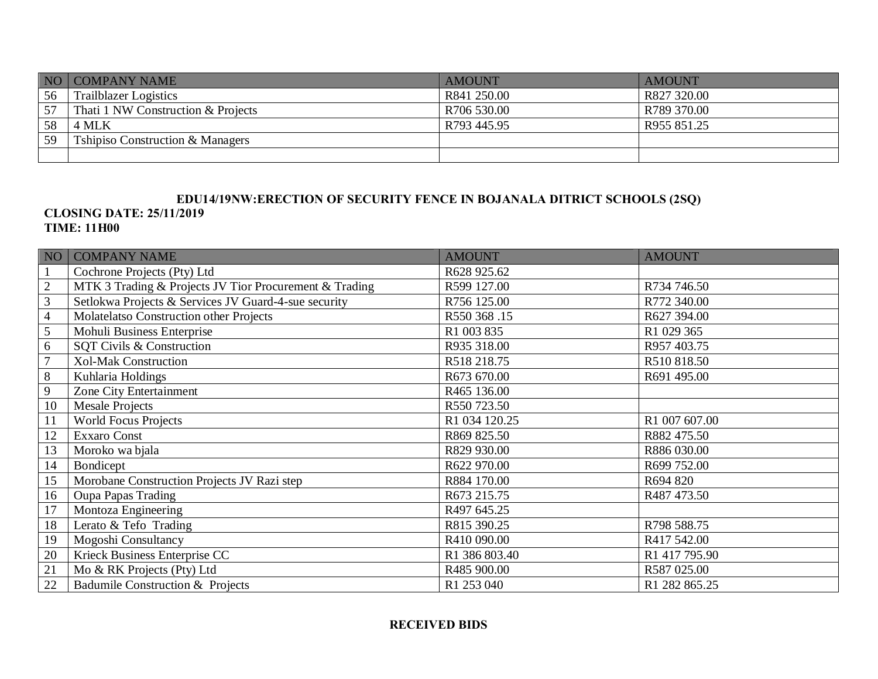| NO | COMPANY NAME | AMOUNT | AMOUNT |
|---|---|---|---|
| 56 | Trailblazer Logistics | R841 250.00 | R827 320.00 |
| 57 | Thati 1 NW Construction & Projects | R706 530.00 | R789 370.00 |
| 58 | 4 MLK | R793 445.95 | R955 851.25 |
| 59 | Tshipiso Construction & Managers | | |
| | | | |

**EDU14/19NW:ERECTION OF SECURITY FENCE IN BOJANALA DITRICT SCHOOLS (2SQ)**

**CLOSING DATE: 25/11/2019**

**TIME: 11H00**

| NO | COMPANY NAME | AMOUNT | AMOUNT |
|---|---|---|---|
| 1 | Cochrone Projects (Pty) Ltd | R628 925.62 | |
| 2 | MTK 3 Trading & Projects JV Tior Procurement & Trading | R599 127.00 | R734 746.50 |
| 3 | Setlokwa Projects & Services JV Guard-4-sue security | R756 125.00 | R772 340.00 |
| 4 | Molatelatso Construction other Projects | R550 368 .15 | R627 394.00 |
| 5 | Mohuli Business Enterprise | R1 003 835 | R1 029 365 |
| 6 | SQT Civils & Construction | R935 318.00 | R957 403.75 |
| 7 | Xol-Mak Construction | R518 218.75 | R510 818.50 |
| 8 | Kuhlaria Holdings | R673 670.00 | R691 495.00 |
| 9 | Zone City Entertainment | R465 136.00 | |
| 10 | Mesale Projects | R550 723.50 | |
| 11 | World Focus Projects | R1 034 120.25 | R1 007 607.00 |
| 12 | Exxaro Const | R869 825.50 | R882 475.50 |
| 13 | Moroko wa bjala | R829 930.00 | R886 030.00 |
| 14 | Bondicept | R622 970.00 | R699 752.00 |
| 15 | Morobane Construction Projects JV Razi step | R884 170.00 | R694 820 |
| 16 | Oupa Papas Trading | R673 215.75 | R487 473.50 |
| 17 | Montoza Engineering | R497 645.25 | |
| 18 | Lerato & Tefo Trading | R815 390.25 | R798 588.75 |
| 19 | Mogoshi Consultancy | R410 090.00 | R417 542.00 |
| 20 | Krieck Business Enterprise CC | R1 386 803.40 | R1 417 795.90 |
| 21 | Mo & RK Projects (Pty) Ltd | R485 900.00 | R587 025.00 |
| 22 | Badumile Construction & Projects | R1 253 040 | R1 282 865.25 |

**RECEIVED BIDS**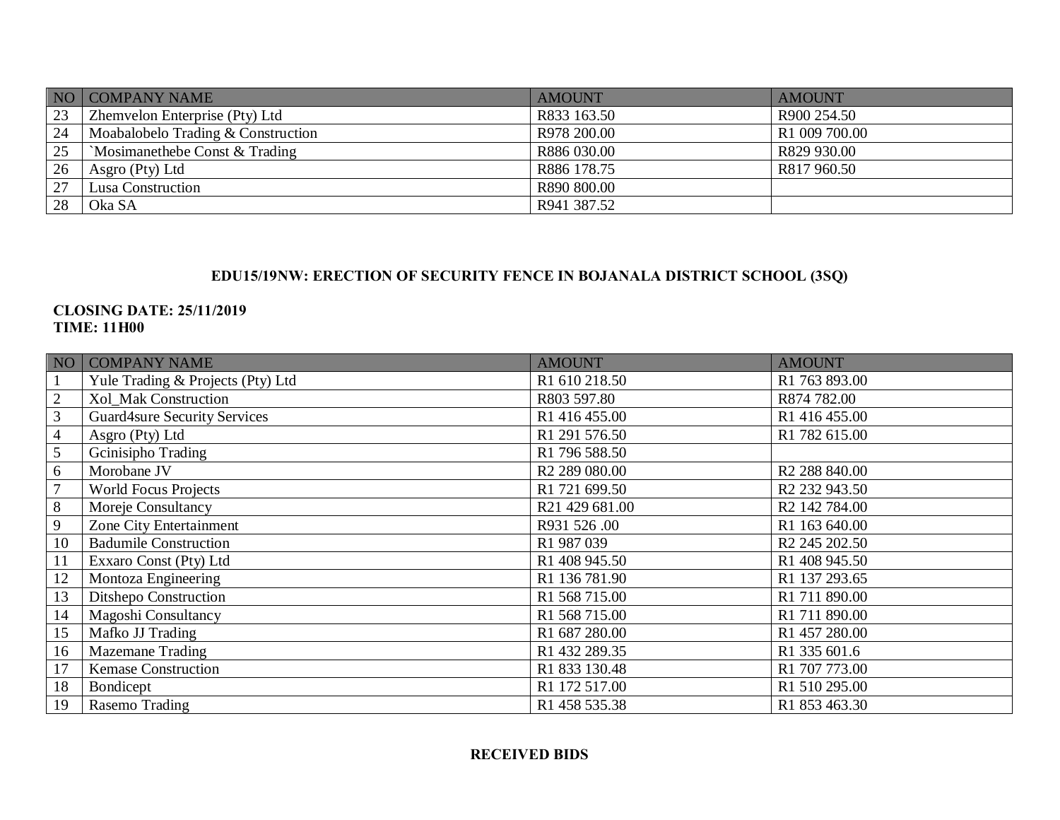| NO | COMPANY NAME | AMOUNT | AMOUNT |
|---|---|---|---|
| 23 | Zhemvelon Enterprise (Pty) Ltd | R833 163.50 | R900 254.50 |
| 24 | Moabalobelo Trading & Construction | R978 200.00 | R1 009 700.00 |
| 25 | `Mosimanethebe Const & Trading | R886 030.00 | R829 930.00 |
| 26 | Asgro (Pty) Ltd | R886 178.75 | R817 960.50 |
| 27 | Lusa Construction | R890 800.00 | |
| 28 | Oka SA | R941 387.52 | |

**EDU15/19NW: ERECTION OF SECURITY FENCE IN BOJANALA DISTRICT SCHOOL (3SQ)**

**CLOSING DATE: 25/11/2019**
**TIME: 11H00**

| NO | COMPANY NAME | AMOUNT | AMOUNT |
|---|---|---|---|
| 1 | Yule Trading & Projects (Pty) Ltd | R1 610 218.50 | R1 763 893.00 |
| 2 | Xol_Mak Construction | R803 597.80 | R874 782.00 |
| 3 | Guard4sure Security Services | R1 416 455.00 | R1 416 455.00 |
| 4 | Asgro (Pty) Ltd | R1 291 576.50 | R1 782 615.00 |
| 5 | Gcinisipho Trading | R1 796 588.50 | |
| 6 | Morobane JV | R2 289 080.00 | R2 288 840.00 |
| 7 | World Focus Projects | R1 721 699.50 | R2 232 943.50 |
| 8 | Moreje Consultancy | R21 429 681.00 | R2 142 784.00 |
| 9 | Zone City Entertainment | R931 526 .00 | R1 163 640.00 |
| 10 | Badumile Construction | R1 987 039 | R2 245 202.50 |
| 11 | Exxaro Const (Pty) Ltd | R1 408 945.50 | R1 408 945.50 |
| 12 | Montoza Engineering | R1 136 781.90 | R1 137 293.65 |
| 13 | Ditshepo Construction | R1 568 715.00 | R1 711 890.00 |
| 14 | Magoshi Consultancy | R1 568 715.00 | R1 711 890.00 |
| 15 | Mafko JJ Trading | R1 687 280.00 | R1 457 280.00 |
| 16 | Mazemane Trading | R1 432 289.35 | R1 335 601.6 |
| 17 | Kemase Construction | R1 833 130.48 | R1 707 773.00 |
| 18 | Bondicept | R1 172 517.00 | R1 510 295.00 |
| 19 | Rasemo Trading | R1 458 535.38 | R1 853 463.30 |

**RECEIVED BIDS**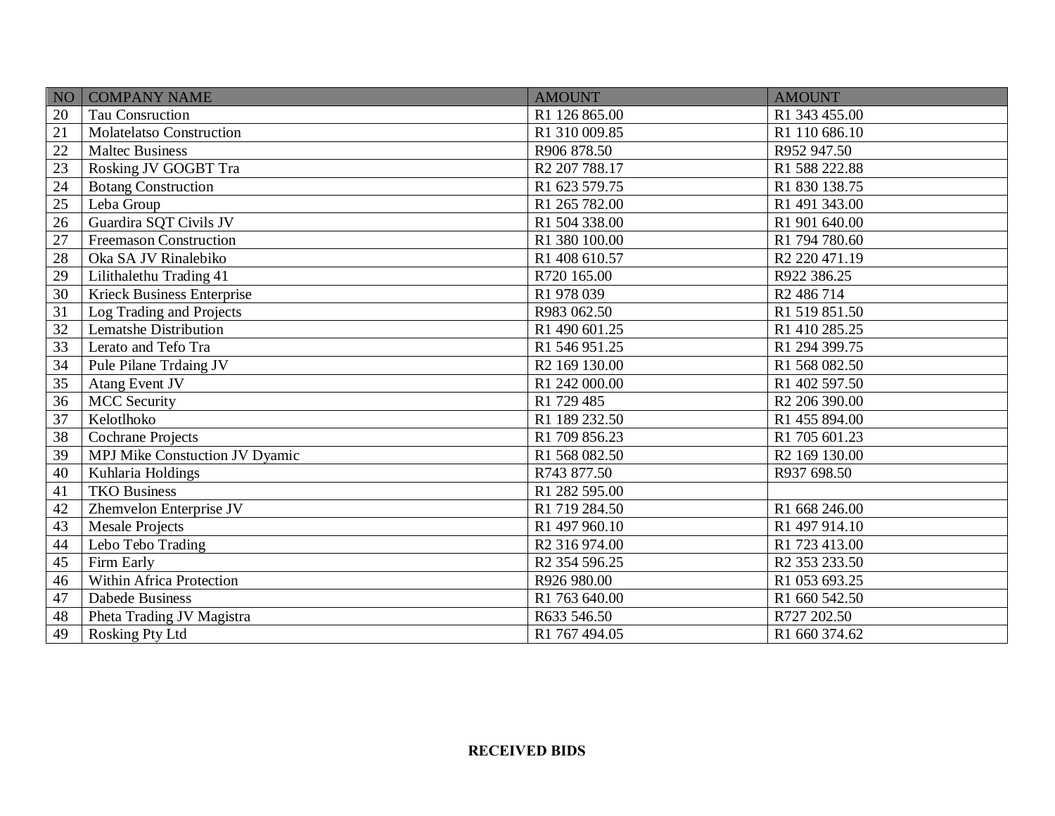| NO | COMPANY NAME | AMOUNT | AMOUNT |
|---|---|---|---|
| 20 | Tau Consruction | R1 126 865.00 | R1 343 455.00 |
| 21 | Molatelatso Construction | R1 310 009.85 | R1 110 686.10 |
| 22 | Maltec Business | R906 878.50 | R952 947.50 |
| 23 | Rosking JV GOGBT Tra | R2 207 788.17 | R1 588 222.88 |
| 24 | Botang Construction | R1 623 579.75 | R1 830 138.75 |
| 25 | Leba Group | R1 265 782.00 | R1 491 343.00 |
| 26 | Guardira SQT Civils JV | R1 504 338.00 | R1 901 640.00 |
| 27 | Freemason Construction | R1 380 100.00 | R1 794 780.60 |
| 28 | Oka SA JV Rinalebiko | R1 408 610.57 | R2 220 471.19 |
| 29 | Lilithalethu Trading 41 | R720 165.00 | R922 386.25 |
| 30 | Krieck Business Enterprise | R1 978 039 | R2 486 714 |
| 31 | Log Trading and Projects | R983 062.50 | R1 519 851.50 |
| 32 | Lematshe Distribution | R1 490 601.25 | R1 410 285.25 |
| 33 | Lerato and Tefo Tra | R1 546 951.25 | R1 294 399.75 |
| 34 | Pule Pilane Trdaing JV | R2 169 130.00 | R1 568 082.50 |
| 35 | Atang Event JV | R1 242 000.00 | R1 402 597.50 |
| 36 | MCC Security | R1 729 485 | R2 206 390.00 |
| 37 | Kelotlhoko | R1 189 232.50 | R1 455 894.00 |
| 38 | Cochrane Projects | R1 709 856.23 | R1 705 601.23 |
| 39 | MPJ Mike Constuction JV Dyamic | R1 568 082.50 | R2 169 130.00 |
| 40 | Kuhlaria Holdings | R743 877.50 | R937 698.50 |
| 41 | TKO Business | R1 282 595.00 | |
| 42 | Zhemvelon Enterprise JV | R1 719 284.50 | R1 668 246.00 |
| 43 | Mesale Projects | R1 497 960.10 | R1 497 914.10 |
| 44 | Lebo Tebo Trading | R2 316 974.00 | R1 723 413.00 |
| 45 | Firm Early | R2 354 596.25 | R2 353 233.50 |
| 46 | Within Africa Protection | R926 980.00 | R1 053 693.25 |
| 47 | Dabede Business | R1 763 640.00 | R1 660 542.50 |
| 48 | Pheta Trading JV Magistra | R633 546.50 | R727 202.50 |
| 49 | Rosking Pty Ltd | R1 767 494.05 | R1 660 374.62 |

**RECEIVED BIDS**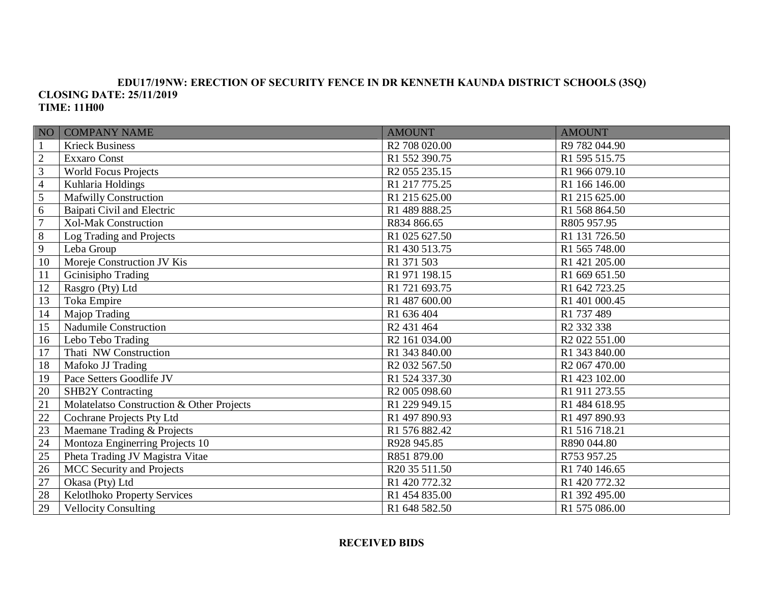**EDU17/19NW: ERECTION OF SECURITY FENCE IN DR KENNETH KAUNDA DISTRICT SCHOOLS (3SQ)**
**CLOSING DATE: 25/11/2019**
**TIME: 11H00**

| NO | COMPANY NAME | AMOUNT | AMOUNT |
|---|---|---|---|
| 1 | Krieck Business | R2 708 020.00 | R9 782 044.90 |
| 2 | Exxaro Const | R1 552 390.75 | R1 595 515.75 |
| 3 | World Focus Projects | R2 055 235.15 | R1 966 079.10 |
| 4 | Kuhlaria Holdings | R1 217 775.25 | R1 166 146.00 |
| 5 | Mafwilly Construction | R1 215 625.00 | R1 215 625.00 |
| 6 | Baipati Civil and Electric | R1 489 888.25 | R1 568 864.50 |
| 7 | Xol-Mak Construction | R834 866.65 | R805 957.95 |
| 8 | Log Trading and Projects | R1 025 627.50 | R1 131 726.50 |
| 9 | Leba Group | R1 430 513.75 | R1 565 748.00 |
| 10 | Moreje Construction JV Kis | R1 371 503 | R1 421 205.00 |
| 11 | Gcinisipho Trading | R1 971 198.15 | R1 669 651.50 |
| 12 | Rasgro (Pty) Ltd | R1 721 693.75 | R1 642 723.25 |
| 13 | Toka Empire | R1 487 600.00 | R1 401 000.45 |
| 14 | Majop Trading | R1 636 404 | R1 737 489 |
| 15 | Nadumile Construction | R2 431 464 | R2 332 338 |
| 16 | Lebo Tebo Trading | R2 161 034.00 | R2 022 551.00 |
| 17 | Thati NW Construction | R1 343 840.00 | R1 343 840.00 |
| 18 | Mafoko JJ Trading | R2 032 567.50 | R2 067 470.00 |
| 19 | Pace Setters Goodlife JV | R1 524 337.30 | R1 423 102.00 |
| 20 | SHB2Y Contracting | R2 005 098.60 | R1 911 273.55 |
| 21 | Molatelatso Construction & Other Projects | R1 229 949.15 | R1 484 618.95 |
| 22 | Cochrane Projects Pty Ltd | R1 497 890.93 | R1 497 890.93 |
| 23 | Maemane Trading & Projects | R1 576 882.42 | R1 516 718.21 |
| 24 | Montoza Enginerring Projects 10 | R928 945.85 | R890 044.80 |
| 25 | Pheta Trading JV Magistra Vitae | R851 879.00 | R753 957.25 |
| 26 | MCC Security and Projects | R20 35 511.50 | R1 740 146.65 |
| 27 | Okasa (Pty) Ltd | R1 420 772.32 | R1 420 772.32 |
| 28 | Kelotlhoko Property Services | R1 454 835.00 | R1 392 495.00 |
| 29 | Vellocity Consulting | R1 648 582.50 | R1 575 086.00 |

**RECEIVED BIDS**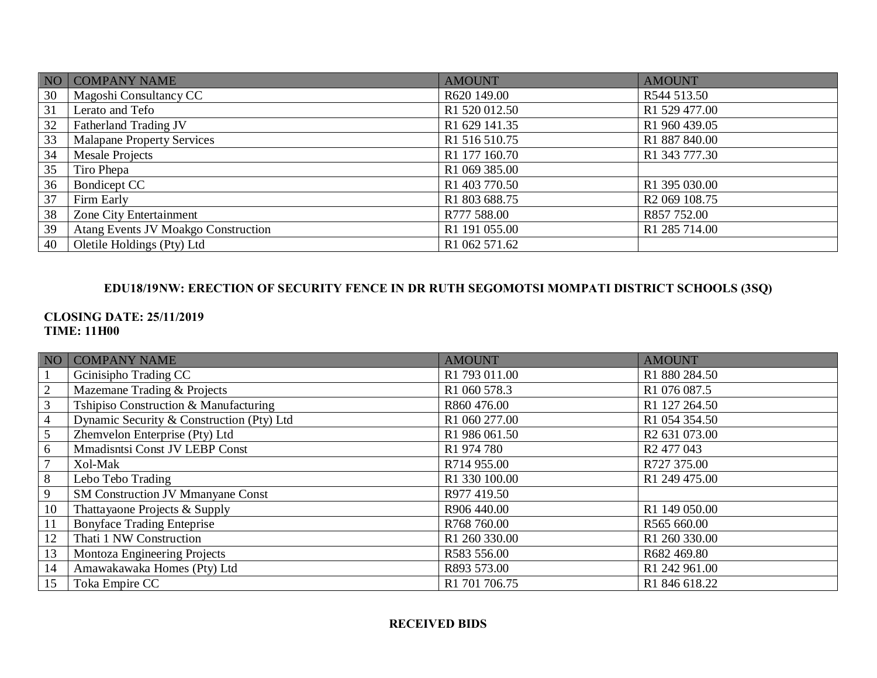| NO | COMPANY NAME | AMOUNT | AMOUNT |
|---|---|---|---|
| 30 | Magoshi Consultancy CC | R620 149.00 | R544 513.50 |
| 31 | Lerato and Tefo | R1 520 012.50 | R1 529 477.00 |
| 32 | Fatherland Trading JV | R1 629 141.35 | R1 960 439.05 |
| 33 | Malapane Property Services | R1 516 510.75 | R1 887 840.00 |
| 34 | Mesale Projects | R1 177 160.70 | R1 343 777.30 |
| 35 | Tiro Phepa | R1 069 385.00 | |
| 36 | Bondicept CC | R1 403 770.50 | R1 395 030.00 |
| 37 | Firm Early | R1 803 688.75 | R2 069 108.75 |
| 38 | Zone City Entertainment | R777 588.00 | R857 752.00 |
| 39 | Atang Events JV Moakgo Construction | R1 191 055.00 | R1 285 714.00 |
| 40 | Oletile Holdings (Pty) Ltd | R1 062 571.62 | |

**EDU18/19NW: ERECTION OF SECURITY FENCE IN DR RUTH SEGOMOTSI MOMPATI DISTRICT SCHOOLS (3SQ)**

**CLOSING DATE: 25/11/2019**
**TIME: 11H00**

| NO | COMPANY NAME | AMOUNT | AMOUNT |
|---|---|---|---|
| 1 | Gcinisipho Trading CC | R1 793 011.00 | R1 880 284.50 |
| 2 | Mazemane Trading & Projects | R1 060 578.3 | R1 076 087.5 |
| 3 | Tshipiso Construction & Manufacturing | R860 476.00 | R1 127 264.50 |
| 4 | Dynamic Security & Construction (Pty) Ltd | R1 060 277.00 | R1 054 354.50 |
| 5 | Zhemvelon Enterprise (Pty) Ltd | R1 986 061.50 | R2 631 073.00 |
| 6 | Mmadisntsi Const JV LEBP Const | R1 974 780 | R2 477 043 |
| 7 | Xol-Mak | R714 955.00 | R727 375.00 |
| 8 | Lebo Tebo Trading | R1 330 100.00 | R1 249 475.00 |
| 9 | SM Construction JV Mmanyane Const | R977 419.50 | |
| 10 | Thattayaone Projects & Supply | R906 440.00 | R1 149 050.00 |
| 11 | Bonyface Trading Enteprise | R768 760.00 | R565 660.00 |
| 12 | Thati 1 NW Construction | R1 260 330.00 | R1 260 330.00 |
| 13 | Montoza Engineering Projects | R583 556.00 | R682 469.80 |
| 14 | Amawakawaka Homes (Pty) Ltd | R893 573.00 | R1 242 961.00 |
| 15 | Toka Empire CC | R1 701 706.75 | R1 846 618.22 |

**RECEIVED BIDS**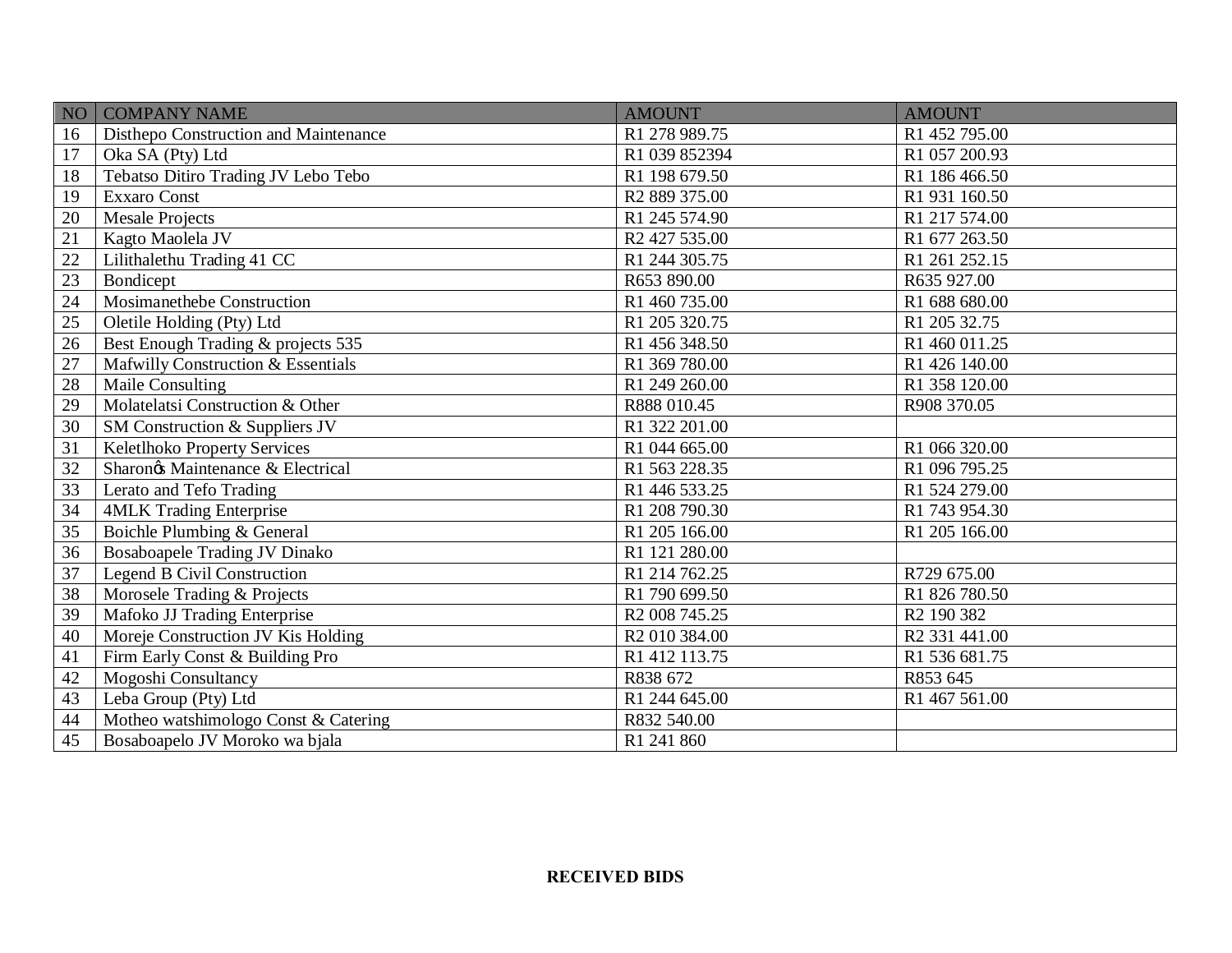| NO | COMPANY NAME | AMOUNT | AMOUNT |
|---|---|---|---|
| 16 | Disthepo Construction and Maintenance | R1 278 989.75 | R1 452 795.00 |
| 17 | Oka SA (Pty) Ltd | R1 039 852394 | R1 057 200.93 |
| 18 | Tebatso Ditiro Trading JV Lebo Tebo | R1 198 679.50 | R1 186 466.50 |
| 19 | Exxaro Const | R2 889 375.00 | R1 931 160.50 |
| 20 | Mesale Projects | R1 245 574.90 | R1 217 574.00 |
| 21 | Kagto Maolela JV | R2 427 535.00 | R1 677 263.50 |
| 22 | Lilithalethu Trading 41 CC | R1 244 305.75 | R1 261 252.15 |
| 23 | Bondicept | R653 890.00 | R635 927.00 |
| 24 | Mosimanethebe Construction | R1 460 735.00 | R1 688 680.00 |
| 25 | Oletile Holding (Pty) Ltd | R1 205 320.75 | R1 205 32.75 |
| 26 | Best Enough Trading & projects 535 | R1 456 348.50 | R1 460 011.25 |
| 27 | Mafwilly Construction & Essentials | R1 369 780.00 | R1 426 140.00 |
| 28 | Maile Consulting | R1 249 260.00 | R1 358 120.00 |
| 29 | Molatelatsi Construction & Other | R888 010.45 | R908 370.05 |
| 30 | SM Construction & Suppliers JV | R1 322 201.00 | |
| 31 | Keletlhoko Property Services | R1 044 665.00 | R1 066 320.00 |
| 32 | Sharonգs Maintenance & Electrical | R1 563 228.35 | R1 096 795.25 |
| 33 | Lerato and Tefo Trading | R1 446 533.25 | R1 524 279.00 |
| 34 | 4MLK Trading Enterprise | R1 208 790.30 | R1 743 954.30 |
| 35 | Boichle Plumbing & General | R1 205 166.00 | R1 205 166.00 |
| 36 | Bosaboapele Trading JV Dinako | R1 121 280.00 | |
| 37 | Legend B Civil Construction | R1 214 762.25 | R729 675.00 |
| 38 | Morosele Trading & Projects | R1 790 699.50 | R1 826 780.50 |
| 39 | Mafoko JJ Trading Enterprise | R2 008 745.25 | R2 190 382 |
| 40 | Moreje Construction JV Kis Holding | R2 010 384.00 | R2 331 441.00 |
| 41 | Firm Early Const & Building Pro | R1 412 113.75 | R1 536 681.75 |
| 42 | Mogoshi Consultancy | R838 672 | R853 645 |
| 43 | Leba Group (Pty) Ltd | R1 244 645.00 | R1 467 561.00 |
| 44 | Motheo watshimologo Const & Catering | R832 540.00 | |
| 45 | Bosaboapelo JV Moroko wa bjala | R1 241 860 | |

**RECEIVED BIDS**